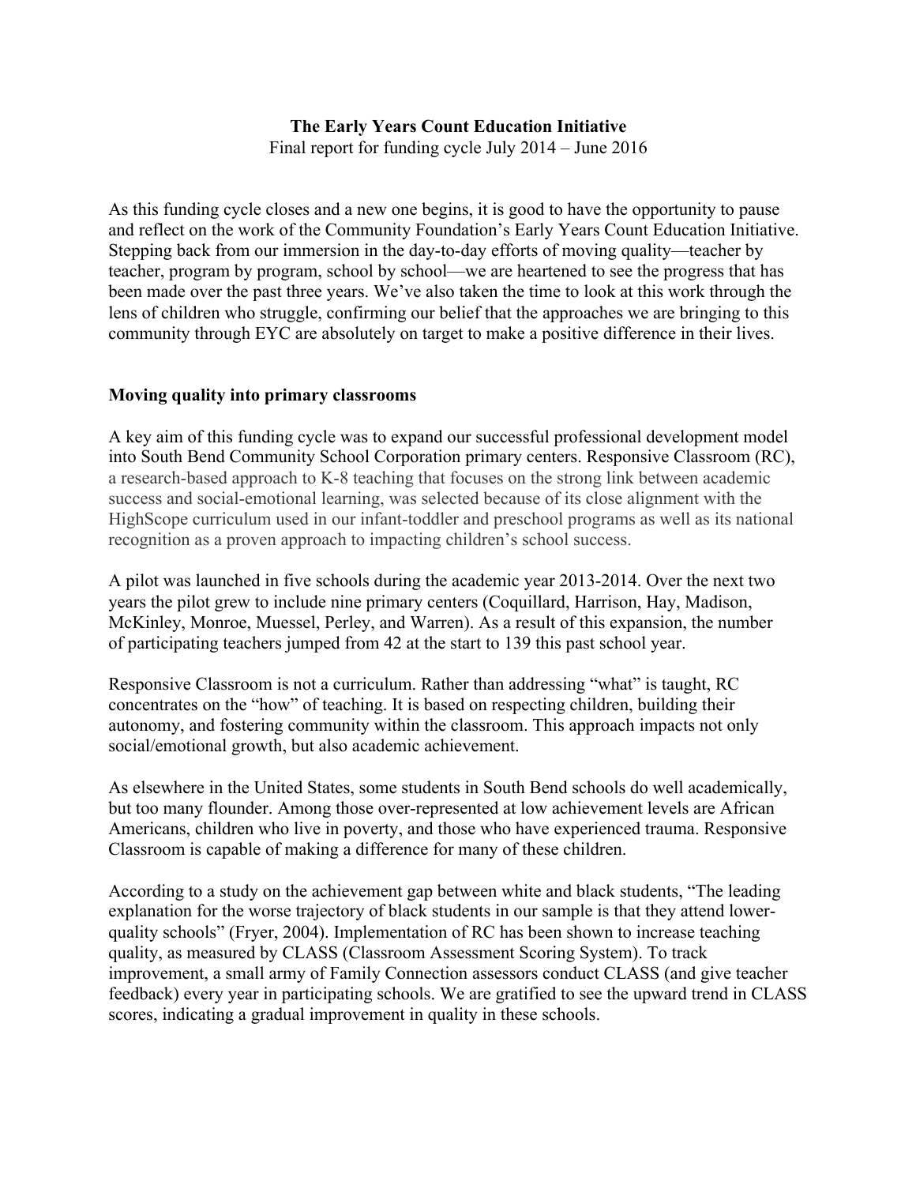**The Early Years Count Education Initiative**
Final report for funding cycle July 2014 – June 2016

As this funding cycle closes and a new one begins, it is good to have the opportunity to pause and reflect on the work of the Community Foundation's Early Years Count Education Initiative. Stepping back from our immersion in the day-to-day efforts of moving quality—teacher by teacher, program by program, school by school—we are heartened to see the progress that has been made over the past three years. We've also taken the time to look at this work through the lens of children who struggle, confirming our belief that the approaches we are bringing to this community through EYC are absolutely on target to make a positive difference in their lives.

## Moving quality into primary classrooms

A key aim of this funding cycle was to expand our successful professional development model into South Bend Community School Corporation primary centers. Responsive Classroom (RC), a research-based approach to K-8 teaching that focuses on the strong link between academic success and social-emotional learning, was selected because of its close alignment with the HighScope curriculum used in our infant-toddler and preschool programs as well as its national recognition as a proven approach to impacting children's school success.

A pilot was launched in five schools during the academic year 2013-2014. Over the next two years the pilot grew to include nine primary centers (Coquillard, Harrison, Hay, Madison, McKinley, Monroe, Muessel, Perley, and Warren). As a result of this expansion, the number of participating teachers jumped from 42 at the start to 139 this past school year.

Responsive Classroom is not a curriculum. Rather than addressing "what" is taught, RC concentrates on the "how" of teaching. It is based on respecting children, building their autonomy, and fostering community within the classroom. This approach impacts not only social/emotional growth, but also academic achievement.

As elsewhere in the United States, some students in South Bend schools do well academically, but too many flounder. Among those over-represented at low achievement levels are African Americans, children who live in poverty, and those who have experienced trauma. Responsive Classroom is capable of making a difference for many of these children.

According to a study on the achievement gap between white and black students, "The leading explanation for the worse trajectory of black students in our sample is that they attend lower-quality schools" (Fryer, 2004). Implementation of RC has been shown to increase teaching quality, as measured by CLASS (Classroom Assessment Scoring System). To track improvement, a small army of Family Connection assessors conduct CLASS (and give teacher feedback) every year in participating schools. We are gratified to see the upward trend in CLASS scores, indicating a gradual improvement in quality in these schools.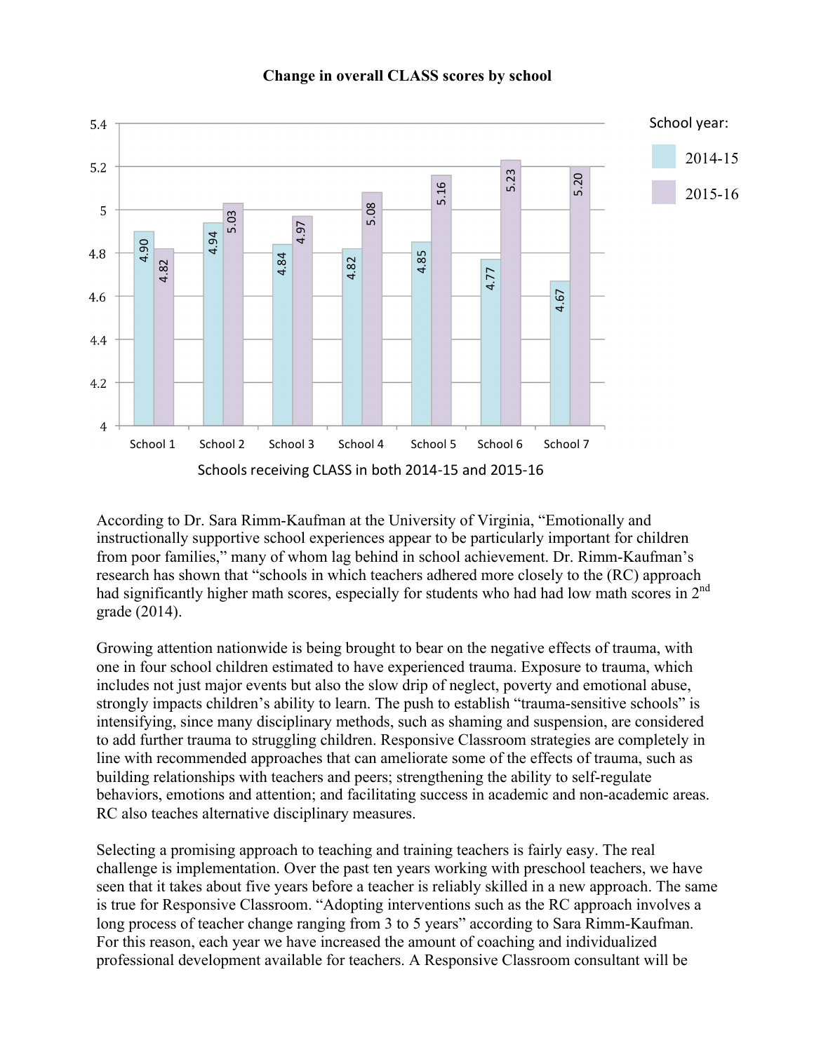**Change in overall CLASS scores by school**

| Schools receiving CLASS in both 2014-15 and 2015-16 | 2014-15 | 2015-16 |
|---|---|---|
| School 1 | 4.90 | 4.82 |
| School 2 | 4.94 | 5.03 |
| School 3 | 4.84 | 4.97 |
| School 4 | 4.82 | 5.08 |
| School 5 | 4.85 | 5.16 |
| School 6 | 4.77 | 5.23 |
| School 7 | 4.67 | 5.20 |

According to Dr. Sara Rimm-Kaufman at the University of Virginia, "Emotionally and instructionally supportive school experiences appear to be particularly important for children from poor families," many of whom lag behind in school achievement. Dr. Rimm-Kaufman's research has shown that "schools in which teachers adhered more closely to the (RC) approach had significantly higher math scores, especially for students who had had low math scores in 2nd grade (2014).

Growing attention nationwide is being brought to bear on the negative effects of trauma, with one in four school children estimated to have experienced trauma. Exposure to trauma, which includes not just major events but also the slow drip of neglect, poverty and emotional abuse, strongly impacts children's ability to learn. The push to establish "trauma-sensitive schools" is intensifying, since many disciplinary methods, such as shaming and suspension, are considered to add further trauma to struggling children. Responsive Classroom strategies are completely in line with recommended approaches that can ameliorate some of the effects of trauma, such as building relationships with teachers and peers; strengthening the ability to self-regulate behaviors, emotions and attention; and facilitating success in academic and non-academic areas. RC also teaches alternative disciplinary measures.

Selecting a promising approach to teaching and training teachers is fairly easy. The real challenge is implementation. Over the past ten years working with preschool teachers, we have seen that it takes about five years before a teacher is reliably skilled in a new approach. The same is true for Responsive Classroom. "Adopting interventions such as the RC approach involves a long process of teacher change ranging from 3 to 5 years" according to Sara Rimm-Kaufman. For this reason, each year we have increased the amount of coaching and individualized professional development available for teachers. A Responsive Classroom consultant will be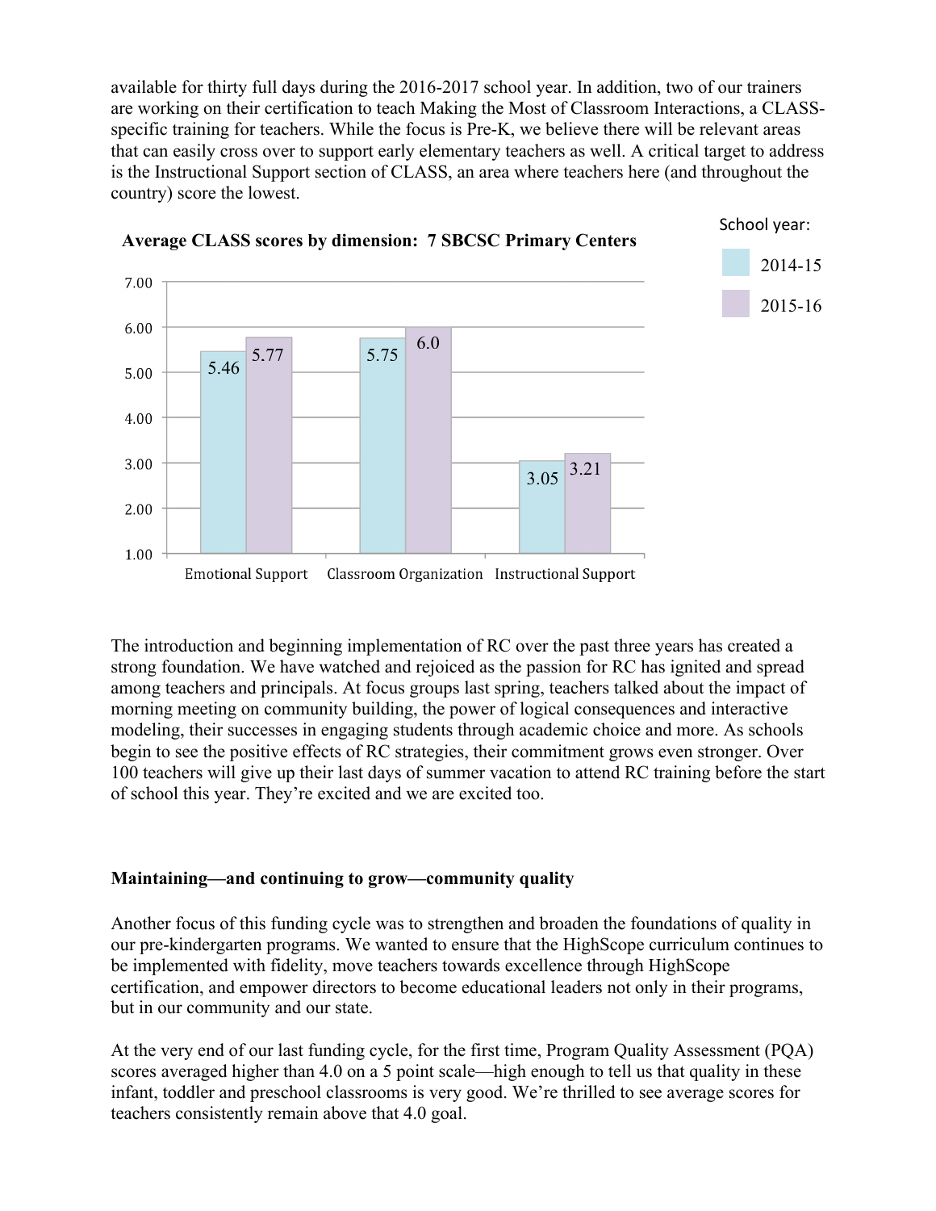available for thirty full days during the 2016-2017 school year. In addition, two of our trainers are working on their certification to teach Making the Most of Classroom Interactions, a CLASS-specific training for teachers. While the focus is Pre-K, we believe there will be relevant areas that can easily cross over to support early elementary teachers as well. A critical target to address is the Instructional Support section of CLASS, an area where teachers here (and throughout the country) score the lowest.

**Average CLASS scores by dimension: 7 SBCSC Primary Centers**

| School year | Emotional Support | Classroom Organization | Instructional Support |
|---|---|---|---|
| 2014-15 | 5.46 | 5.75 | 3.05 |
| 2015-16 | 5.77 | 6.0 | 3.21 |

The introduction and beginning implementation of RC over the past three years has created a strong foundation. We have watched and rejoiced as the passion for RC has ignited and spread among teachers and principals. At focus groups last spring, teachers talked about the impact of morning meeting on community building, the power of logical consequences and interactive modeling, their successes in engaging students through academic choice and more. As schools begin to see the positive effects of RC strategies, their commitment grows even stronger. Over 100 teachers will give up their last days of summer vacation to attend RC training before the start of school this year. They're excited and we are excited too.

**Maintaining—and continuing to grow—community quality**

Another focus of this funding cycle was to strengthen and broaden the foundations of quality in our pre-kindergarten programs. We wanted to ensure that the HighScope curriculum continues to be implemented with fidelity, move teachers towards excellence through HighScope certification, and empower directors to become educational leaders not only in their programs, but in our community and our state.

At the very end of our last funding cycle, for the first time, Program Quality Assessment (PQA) scores averaged higher than 4.0 on a 5 point scale—high enough to tell us that quality in these infant, toddler and preschool classrooms is very good. We're thrilled to see average scores for teachers consistently remain above that 4.0 goal.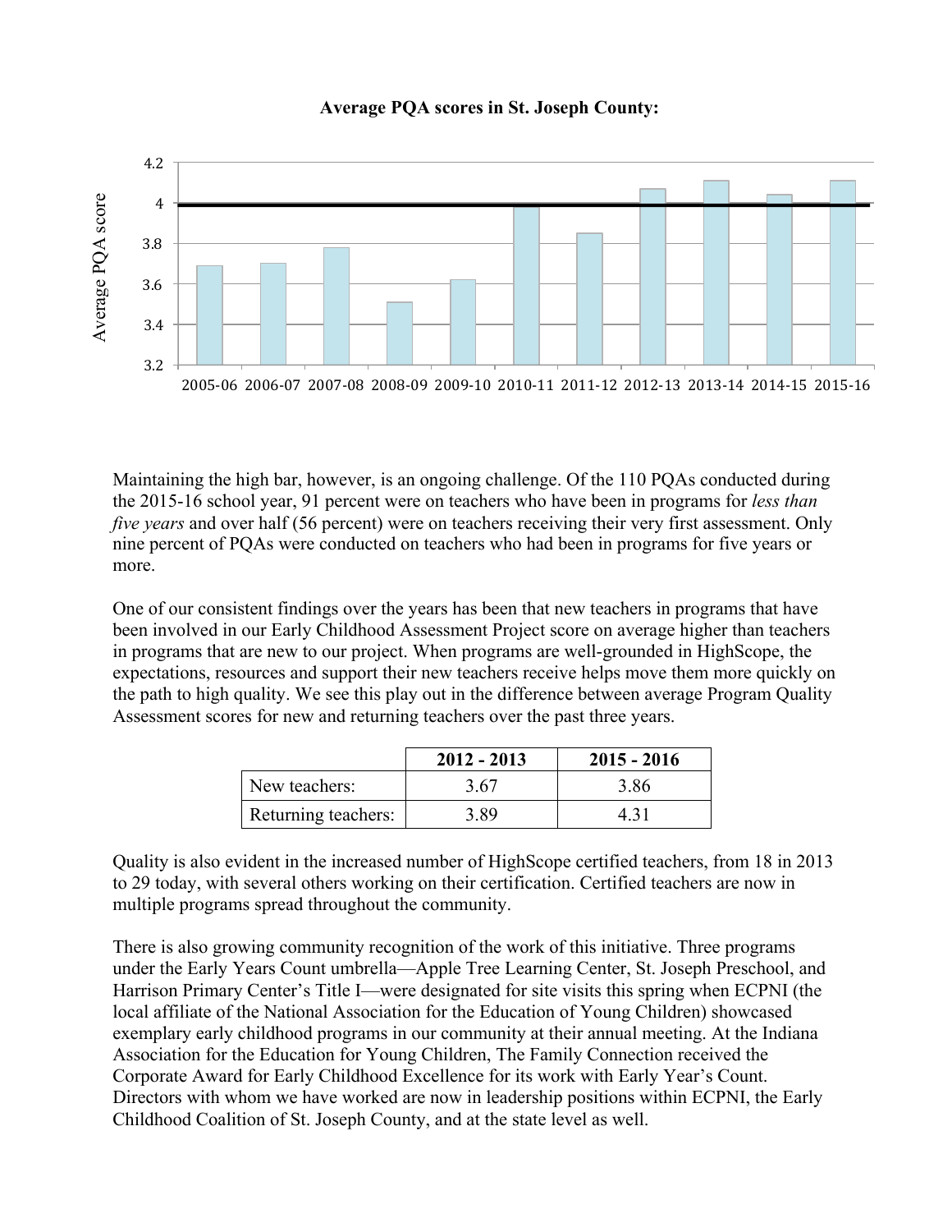**Average PQA scores in St. Joseph County:**

Maintaining the high bar, however, is an ongoing challenge. Of the 110 PQAs conducted during the 2015-16 school year, 91 percent were on teachers who have been in programs for *less than five years* and over half (56 percent) were on teachers receiving their very first assessment. Only nine percent of PQAs were conducted on teachers who had been in programs for five years or more.

One of our consistent findings over the years has been that new teachers in programs that have been involved in our Early Childhood Assessment Project score on average higher than teachers in programs that are new to our project. When programs are well-grounded in HighScope, the expectations, resources and support their new teachers receive helps move them more quickly on the path to high quality. We see this play out in the difference between average Program Quality Assessment scores for new and returning teachers over the past three years.

| | 2012 - 2013 | 2015 - 2016 |
|---|---|---|
| New teachers: | 3.67 | 3.86 |
| Returning teachers: | 3.89 | 4.31 |

Quality is also evident in the increased number of HighScope certified teachers, from 18 in 2013 to 29 today, with several others working on their certification. Certified teachers are now in multiple programs spread throughout the community.

There is also growing community recognition of the work of this initiative. Three programs under the Early Years Count umbrella—Apple Tree Learning Center, St. Joseph Preschool, and Harrison Primary Center's Title I—were designated for site visits this spring when ECPNI (the local affiliate of the National Association for the Education of Young Children) showcased exemplary early childhood programs in our community at their annual meeting. At the Indiana Association for the Education for Young Children, The Family Connection received the Corporate Award for Early Childhood Excellence for its work with Early Year's Count. Directors with whom we have worked are now in leadership positions within ECPNI, the Early Childhood Coalition of St. Joseph County, and at the state level as well.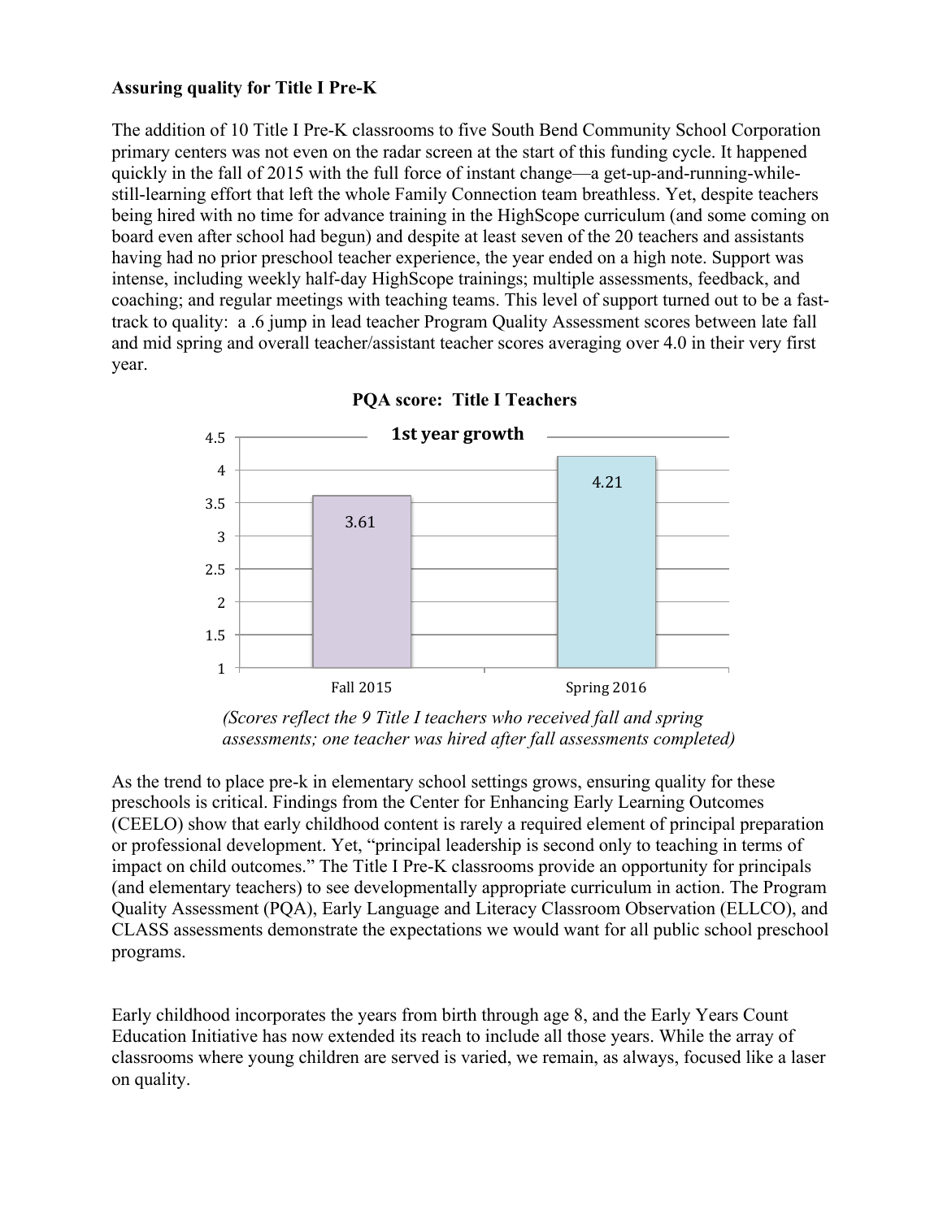**Assuring quality for Title I Pre-K**

The addition of 10 Title I Pre-K classrooms to five South Bend Community School Corporation primary centers was not even on the radar screen at the start of this funding cycle. It happened quickly in the fall of 2015 with the full force of instant change—a get-up-and-running-while-still-learning effort that left the whole Family Connection team breathless. Yet, despite teachers being hired with no time for advance training in the HighScope curriculum (and some coming on board even after school had begun) and despite at least seven of the 20 teachers and assistants having had no prior preschool teacher experience, the year ended on a high note. Support was intense, including weekly half-day HighScope trainings; multiple assessments, feedback, and coaching; and regular meetings with teaching teams. This level of support turned out to be a fast-track to quality: a .6 jump in lead teacher Program Quality Assessment scores between late fall and mid spring and overall teacher/assistant teacher scores averaging over 4.0 in their very first year.

**PQA score: Title I Teachers**

1st year growth

4.5
4
3.5
3
2.5
2
1.5
1

3.61
4.21

Fall 2015
Spring 2016

*(Scores reflect the 9 Title I teachers who received fall and spring assessments; one teacher was hired after fall assessments completed)*

As the trend to place pre-k in elementary school settings grows, ensuring quality for these preschools is critical. Findings from the Center for Enhancing Early Learning Outcomes (CEELO) show that early childhood content is rarely a required element of principal preparation or professional development. Yet, "principal leadership is second only to teaching in terms of impact on child outcomes." The Title I Pre-K classrooms provide an opportunity for principals (and elementary teachers) to see developmentally appropriate curriculum in action. The Program Quality Assessment (PQA), Early Language and Literacy Classroom Observation (ELLCO), and CLASS assessments demonstrate the expectations we would want for all public school preschool programs.

Early childhood incorporates the years from birth through age 8, and the Early Years Count Education Initiative has now extended its reach to include all those years. While the array of classrooms where young children are served is varied, we remain, as always, focused like a laser on quality.